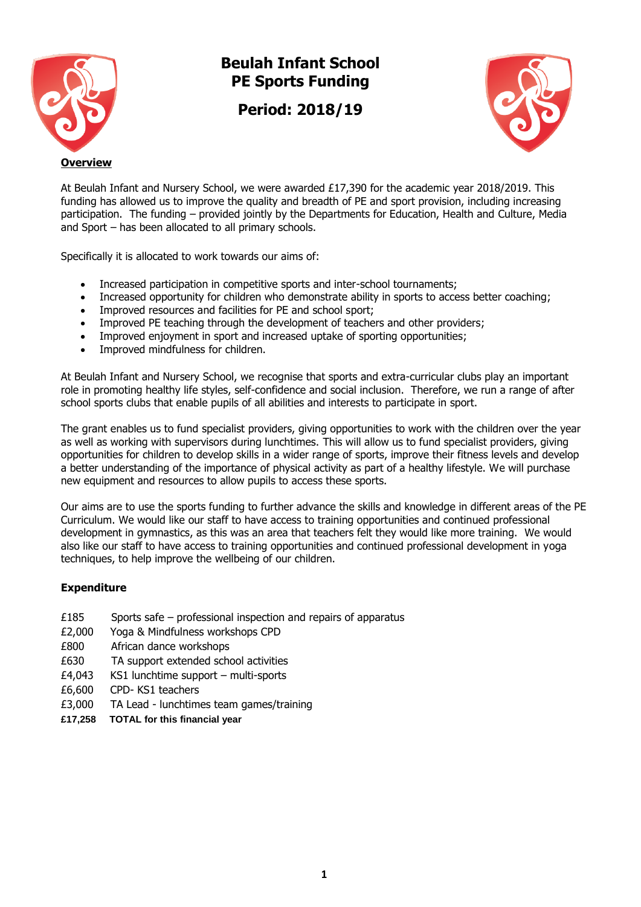# Beulah Infant School
# PE Sports Funding

## Period: 2018/19

**Overview**

At Beulah Infant and Nursery School, we were awarded £17,390 for the academic year 2018/2019. This funding has allowed us to improve the quality and breadth of PE and sport provision, including increasing participation. The funding – provided jointly by the Departments for Education, Health and Culture, Media and Sport – has been allocated to all primary schools.

Specifically it is allocated to work towards our aims of:

- Increased participation in competitive sports and inter-school tournaments;
- Increased opportunity for children who demonstrate ability in sports to access better coaching;
- Improved resources and facilities for PE and school sport;
- Improved PE teaching through the development of teachers and other providers;
- Improved enjoyment in sport and increased uptake of sporting opportunities;
- Improved mindfulness for children.

At Beulah Infant and Nursery School, we recognise that sports and extra-curricular clubs play an important role in promoting healthy life styles, self-confidence and social inclusion. Therefore, we run a range of after school sports clubs that enable pupils of all abilities and interests to participate in sport.

The grant enables us to fund specialist providers, giving opportunities to work with the children over the year as well as working with supervisors during lunchtimes. This will allow us to fund specialist providers, giving opportunities for children to develop skills in a wider range of sports, improve their fitness levels and develop a better understanding of the importance of physical activity as part of a healthy lifestyle. We will purchase new equipment and resources to allow pupils to access these sports.

Our aims are to use the sports funding to further advance the skills and knowledge in different areas of the PE Curriculum. We would like our staff to have access to training opportunities and continued professional development in gymnastics, as this was an area that teachers felt they would like more training. We would also like our staff to have access to training opportunities and continued professional development in yoga techniques, to help improve the wellbeing of our children.

**Expenditure**

| | |
|---|---|
| £185 | Sports safe – professional inspection and repairs of apparatus |
| £2,000 | Yoga & Mindfulness workshops CPD |
| £800 | African dance workshops |
| £630 | TA support extended school activities |
| £4,043 | KS1 lunchtime support – multi-sports |
| £6,600 | CPD- KS1 teachers |
| £3,000 | TA Lead - lunchtimes team games/training |
| **£17,258** | **TOTAL for this financial year** |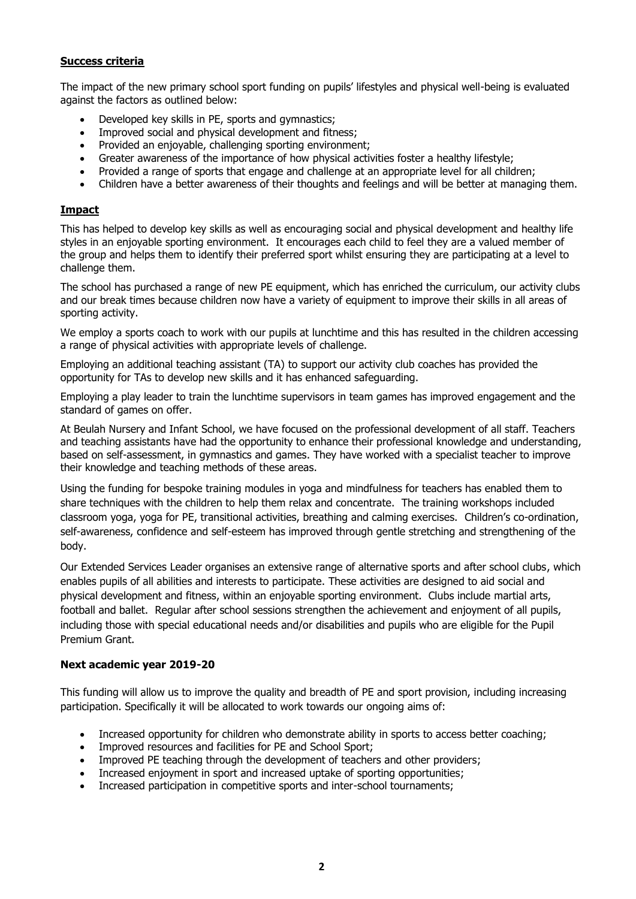## Success criteria

The impact of the new primary school sport funding on pupils' lifestyles and physical well-being is evaluated against the factors as outlined below:

- Developed key skills in PE, sports and gymnastics;
- Improved social and physical development and fitness;
- Provided an enjoyable, challenging sporting environment;
- Greater awareness of the importance of how physical activities foster a healthy lifestyle;
- Provided a range of sports that engage and challenge at an appropriate level for all children;
- Children have a better awareness of their thoughts and feelings and will be better at managing them.

## Impact

This has helped to develop key skills as well as encouraging social and physical development and healthy life styles in an enjoyable sporting environment. It encourages each child to feel they are a valued member of the group and helps them to identify their preferred sport whilst ensuring they are participating at a level to challenge them.

The school has purchased a range of new PE equipment, which has enriched the curriculum, our activity clubs and our break times because children now have a variety of equipment to improve their skills in all areas of sporting activity.

We employ a sports coach to work with our pupils at lunchtime and this has resulted in the children accessing a range of physical activities with appropriate levels of challenge.

Employing an additional teaching assistant (TA) to support our activity club coaches has provided the opportunity for TAs to develop new skills and it has enhanced safeguarding.

Employing a play leader to train the lunchtime supervisors in team games has improved engagement and the standard of games on offer.

At Beulah Nursery and Infant School, we have focused on the professional development of all staff. Teachers and teaching assistants have had the opportunity to enhance their professional knowledge and understanding, based on self-assessment, in gymnastics and games. They have worked with a specialist teacher to improve their knowledge and teaching methods of these areas.

Using the funding for bespoke training modules in yoga and mindfulness for teachers has enabled them to share techniques with the children to help them relax and concentrate. The training workshops included classroom yoga, yoga for PE, transitional activities, breathing and calming exercises. Children's co-ordination, self-awareness, confidence and self-esteem has improved through gentle stretching and strengthening of the body.

Our Extended Services Leader organises an extensive range of alternative sports and after school clubs, which enables pupils of all abilities and interests to participate. These activities are designed to aid social and physical development and fitness, within an enjoyable sporting environment. Clubs include martial arts, football and ballet. Regular after school sessions strengthen the achievement and enjoyment of all pupils, including those with special educational needs and/or disabilities and pupils who are eligible for the Pupil Premium Grant.

### Next academic year 2019-20

This funding will allow us to improve the quality and breadth of PE and sport provision, including increasing participation. Specifically it will be allocated to work towards our ongoing aims of:

- Increased opportunity for children who demonstrate ability in sports to access better coaching;
- Improved resources and facilities for PE and School Sport;
- Improved PE teaching through the development of teachers and other providers;
- Increased enjoyment in sport and increased uptake of sporting opportunities;
- Increased participation in competitive sports and inter-school tournaments;